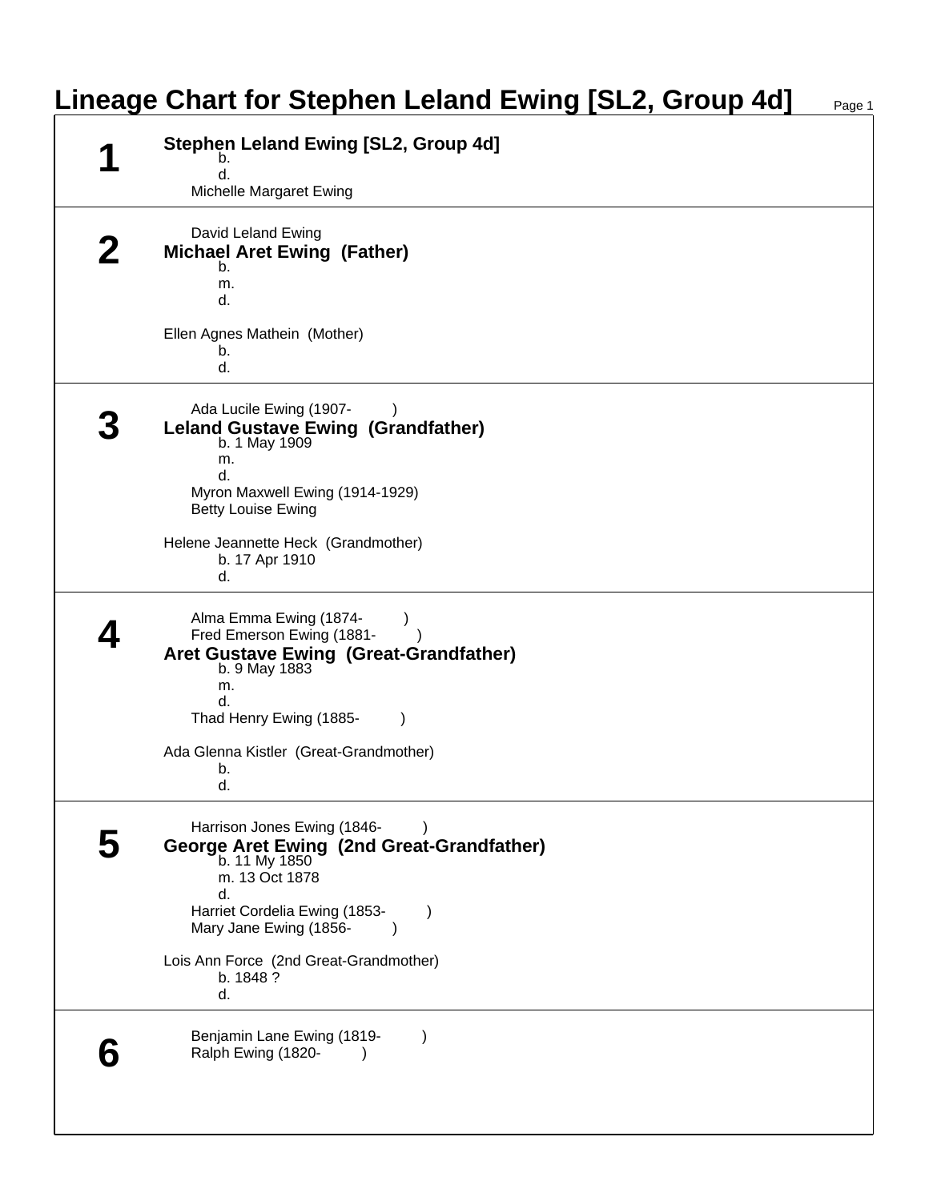# Lineage Chart for Stephen Leland Ewing [SL2, Group 4d]

## 1

**Stephen Leland Ewing [SL2, Group 4d]**
b.
d.
Michelle Margaret Ewing

## 2

David Leland Ewing
**Michael Aret Ewing (Father)**
b.
m.
d.

Ellen Agnes Mathein (Mother)
b.
d.

## 3

Ada Lucile Ewing (1907- )
**Leland Gustave Ewing (Grandfather)**
b. 1 May 1909
m.
d.
Myron Maxwell Ewing (1914-1929)
Betty Louise Ewing

Helene Jeannette Heck (Grandmother)
b. 17 Apr 1910
d.

## 4

Alma Emma Ewing (1874- )
Fred Emerson Ewing (1881- )
**Aret Gustave Ewing (Great-Grandfather)**
b. 9 May 1883
m.
d.
Thad Henry Ewing (1885- )

Ada Glenna Kistler (Great-Grandmother)
b.
d.

## 5

Harrison Jones Ewing (1846- )
**George Aret Ewing (2nd Great-Grandfather)**
b. 11 My 1850
m. 13 Oct 1878
d.
Harriet Cordelia Ewing (1853- )
Mary Jane Ewing (1856- )

Lois Ann Force (2nd Great-Grandmother)
b. 1848 ?
d.

## 6

Benjamin Lane Ewing (1819- )
Ralph Ewing (1820- )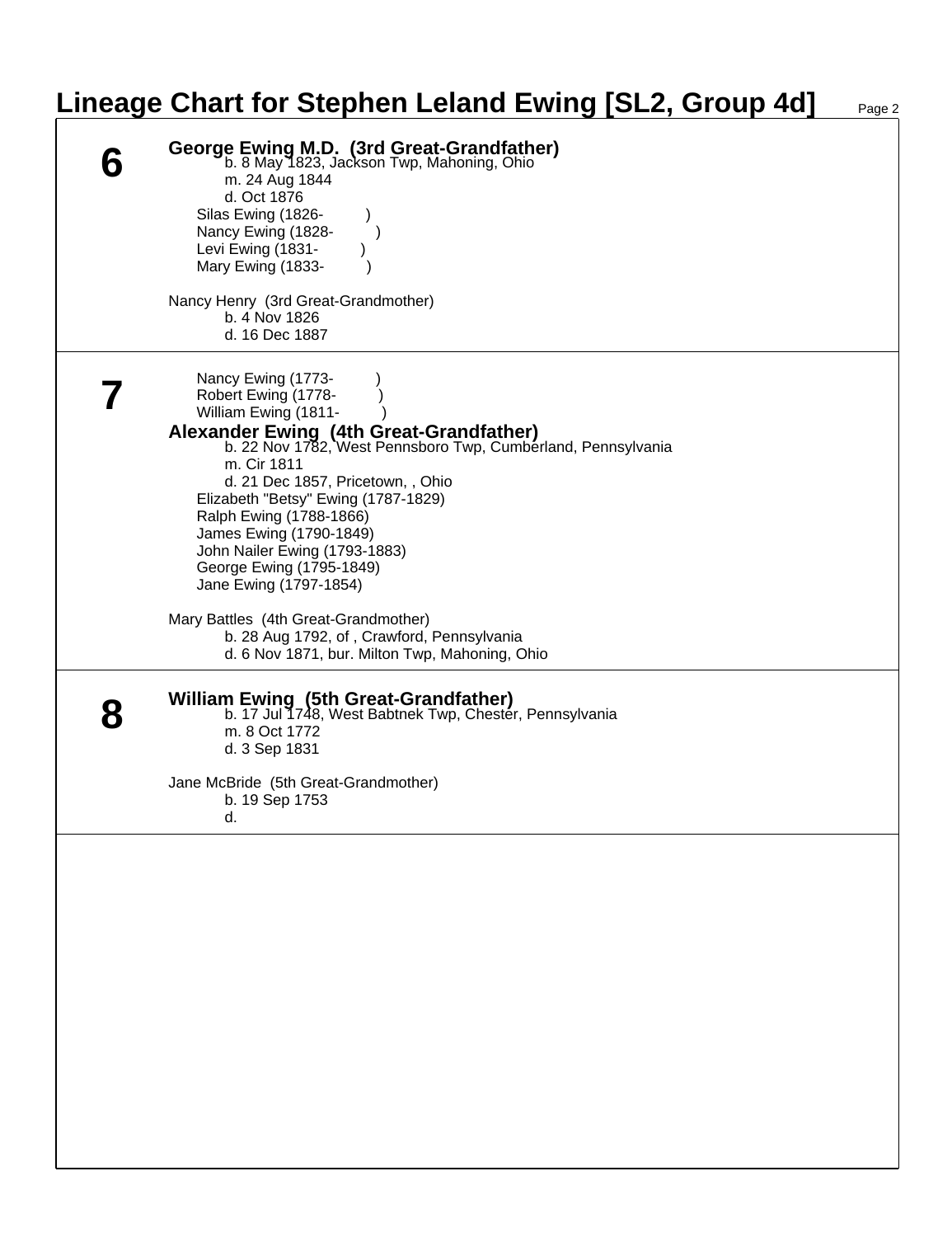# Lineage Chart for Stephen Leland Ewing [SL2, Group 4d]

## 6

**George Ewing M.D. (3rd Great-Grandfather)**
b. 8 May 1823, Jackson Twp, Mahoning, Ohio
m. 24 Aug 1844
d. Oct 1876

Silas Ewing (1826- )
Nancy Ewing (1828- )
Levi Ewing (1831- )
Mary Ewing (1833- )

Nancy Henry (3rd Great-Grandmother)
b. 4 Nov 1826
d. 16 Dec 1887

## 7

Nancy Ewing (1773- )
Robert Ewing (1778- )
William Ewing (1811- )

**Alexander Ewing (4th Great-Grandfather)**
b. 22 Nov 1782, West Pennsboro Twp, Cumberland, Pennsylvania
m. Cir 1811
d. 21 Dec 1857, Pricetown, , Ohio

Elizabeth "Betsy" Ewing (1787-1829)
Ralph Ewing (1788-1866)
James Ewing (1790-1849)
John Nailer Ewing (1793-1883)
George Ewing (1795-1849)
Jane Ewing (1797-1854)

Mary Battles (4th Great-Grandmother)
b. 28 Aug 1792, of , Crawford, Pennsylvania
d. 6 Nov 1871, bur. Milton Twp, Mahoning, Ohio

## 8

**William Ewing (5th Great-Grandfather)**
b. 17 Jul 1748, West Babtnek Twp, Chester, Pennsylvania
m. 8 Oct 1772
d. 3 Sep 1831

Jane McBride (5th Great-Grandmother)
b. 19 Sep 1753
d.